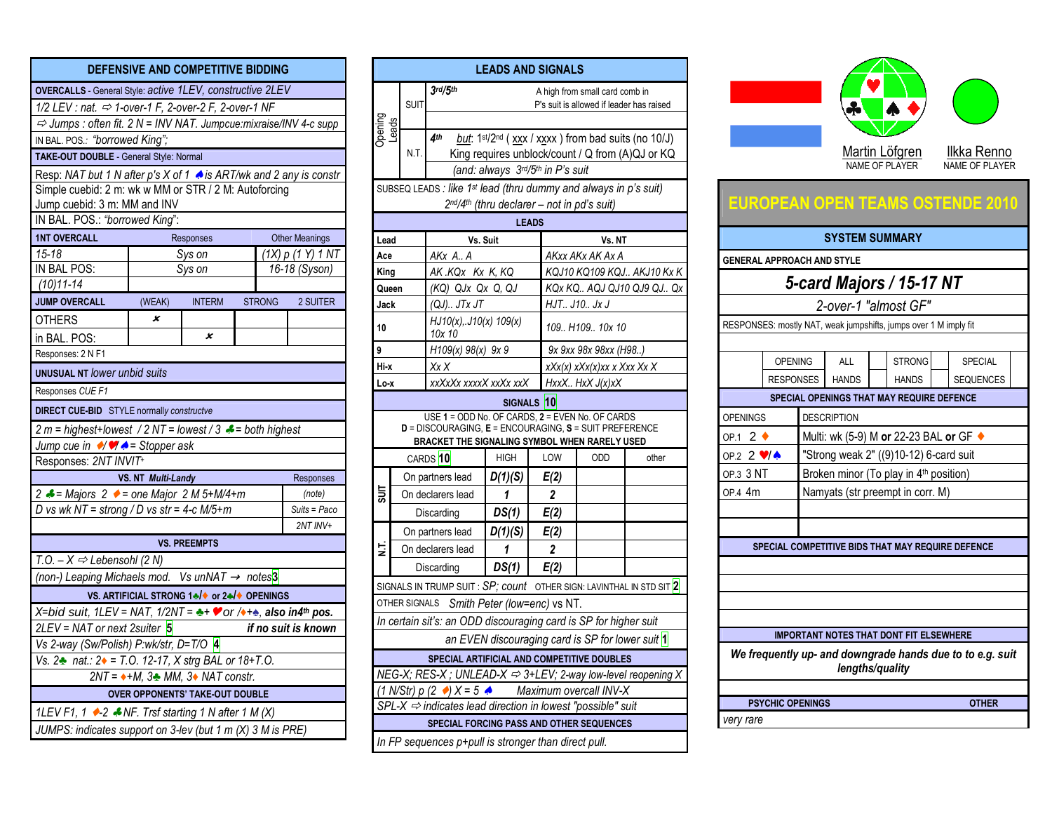## DEFENSIVE AND COMPETITIVE BIDDING

**OVERCALLS** - General Style: *active 1LEV, constructive 2LEV*

*1/2 LEV : nat. ⇨ 1-over-1 F, 2-over-2 F, 2-over-1 NF*

*⇨ Jumps : often fit. 2 N = INV NAT. Jumpcue:mixraise/INV 4-c supp*

IN BAL. POS.: *"borrowed King";*

**TAKE-OUT DOUBLE** - General Style: Normal

*Resp: NAT but 1 N after p's X of 1 ♠ is ART/wk and 2 any is constr*

Simple cuebid: 2 m: wk w MM or STR / 2 M: Autoforcing
Jump cuebid: 3 m: MM and INV

IN BAL. POS.: *"borrowed King"*:

| 1NT OVERCALL | Responses | Other Meanings |
|---|---|---|
| *15-18* | *Sys on* | *(1X) p (1 Y) 1 NT* |
| IN BAL POS: | *Sys on* | *16-18 (Syson)* |
| *(10)11-14* | | |

| JUMP OVERCALL | (WEAK) | INTERM | STRONG | 2 SUITER |
|---|---|---|---|---|
| OTHERS | x | | | |
| in BAL. POS: | | x | | |

Responses: 2 N F1

**UNUSUAL NT** *lower unbid suits*

Responses *CUE F1*

**DIRECT CUE-BID** STYLE normally *constructve*

*2 m = highest+lowest / 2 NT = lowest / 3 ♣ = both highest*

*Jump cue in ♦/♥/♠ = Stopper ask*

*Responses: 2NT INVIT+*

| VS. NT *Multi-Landy* | Responses |
|---|---|
| *2 ♣ = Majors 2 ♦ = one Major 2 M 5+M/4+m* | *(note)* |
| *D vs wk NT = strong / D vs str = 4-c M/5+m* | *Suits = Paco* |
| | *2NT INV+* |

**VS. PREEMPTS**

*T.O. – X ⇨ Lebensohl (2 N)*

*(non-) Leaping Michaels mod. Vs unNAT → notes* 3

**VS. ARTIFICIAL STRONG 1♣/♦ or 2♣/♦ OPENINGS**

*X=bid suit, 1LEV = NAT, 1/2NT = ♣+ ♥or /♦+♠,* ***also in4th pos.***

*2LEV = NAT or next 2suiter* 5 ***if no suit is known***

*Vs 2-way (Sw/Polish) P:wk/str, D=T/O* 4

*Vs. 2♣ nat.: 2♦ = T.O. 12-17, X strg BAL or 18+T.O.*

*2NT = ♦+M, 3♣ MM, 3♦ NAT constr.*

**OVER OPPONENTS' TAKE-OUT DOUBLE**

*1LEV F1, 1 ♦-2 ♣NF. Trsf starting 1 N after 1 M (X)*

*JUMPS: indicates support on 3-lev (but 1 m (X) 3 M is PRE)*

## LEADS AND SIGNALS

**Opening Leads**

SUIT: *3rd/5th* — A high from small card comb in P's suit is allowed if leader has raised

N.T.: *4th* — *but: 1st/2nd ( xxx / xxxx ) from bad suits (no 10/J)* *King requires unblock/count / Q from (A)QJ or KQ* *(and: always 3rd/5th in P's suit*

SUBSEQ LEADS : *like 1st lead (thru dummy and always in p's suit)* *2nd/4th (thru declarer – not in pd's suit)*

**LEADS**

| Lead | Vs. Suit | Vs. NT |
|---|---|---|
| Ace | *AKx A.. A* | *AKxx AKx AK Ax A* |
| King | *AK .KQx Kx K, KQ* | *KQJ10 KQ109 KQJ.. AKJ10 Kx K* |
| Queen | *(KQ) QJx Qx Q, QJ* | *KQx KQ.. AQJ QJ10 QJ9 QJ.. Qx* |
| Jack | *(QJ).. JTx JT* | *HJT.. J10.. Jx J* |
| 10 | *HJ10(x),.J10(x) 109(x) 10x 10* | *109.. H109.. 10x 10* |
| 9 | *H109(x) 98(x) 9x 9* | *9x 9xx 98x 98xx (H98..)* |
| Hi-x | *Xx X* | *xXx(x) xXx(x)xx x Xxx Xx X* |
| Lo-x | *xxXxXx xxxxX xxXx xxX* | *HxxX.. HxX J(x)xX* |

**SIGNALS** 10

USE **1** = ODD No. OF CARDS, **2** = EVEN No. OF CARDS
**D** = DISCOURAGING, **E** = ENCOURAGING, **S** = SUIT PREFERENCE
**BRACKET THE SIGNALING SYMBOL WHEN RARELY USED**

| | CARDS 10 | HIGH | LOW | ODD | other |
|---|---|---|---|---|---|
| SUIT | On partners lead | *D(1)(S)* | *E(2)* | | |
| | On declarers lead | *1* | *2* | | |
| | Discarding | *DS(1)* | *E(2)* | | |
| N.T. | On partners lead | *D(1)(S)* | *E(2)* | | |
| | On declarers lead | *1* | *2* | | |
| | Discarding | *DS(1)* | *E(2)* | | |

SIGNALS IN TRUMP SUIT : *SP; count* OTHER SIGN: LAVINTHAL IN STD SIT 2

OTHER SIGNALS *Smith Peter (low=enc) vs NT.*

*In certain sit's: an ODD discouraging card is SP for higher suit*

*an EVEN discouraging card is SP for lower suit* 1

**SPECIAL ARTIFICIAL AND COMPETITIVE DOUBLES**

*NEG-X; RES-X ; UNLEAD-X ⇨ 3+LEV; 2-way low-level reopening X*

*(1 N/Str) p (2 ♦) X = 5 ♠ Maximum overcall INV-X*

*SPL-X ⇨ indicates lead direction in lowest "possible" suit*

**SPECIAL FORCING PASS AND OTHER SEQUENCES**

*In FP sequences p+pull is stronger than direct pull.*

Martin Löfgren — NAME OF PLAYER
Ilkka Renno — NAME OF PLAYER

# EUROPEAN OPEN TEAMS OSTENDE 2010

## SYSTEM SUMMARY

**GENERAL APPROACH AND STYLE**

***5-card Majors / 15-17 NT***

*2-over-1 "almost GF"*

RESPONSES: mostly NAT, weak jumpshifts, jumps over 1 M imply fit

| OPENING | ALL | STRONG | SPECIAL |
|---|---|---|---|
| RESPONSES | HANDS | HANDS | SEQUENCES |

**SPECIAL OPENINGS THAT MAY REQUIRE DEFENCE**

| OPENINGS | DESCRIPTION |
|---|---|
| OP.1 2 ♦ | Multi: wk (5-9) M **or** 22-23 BAL **or** GF ♦ |
| OP.2 2 ♥/♠ | "Strong weak 2" ((9)10-12) 6-card suit |
| OP.3 3 NT | Broken minor (To play in 4th position) |
| OP.4 4m | Namyats (str preempt in corr. M) |
| | |
| | |

**SPECIAL COMPETITIVE BIDS THAT MAY REQUIRE DEFENCE**

**IMPORTANT NOTES THAT DONT FIT ELSEWHERE**

***We frequently up- and downgrade hands due to to e.g. suit lengths/quality***

**PSYCHIC OPENINGS** **OTHER**

*very rare*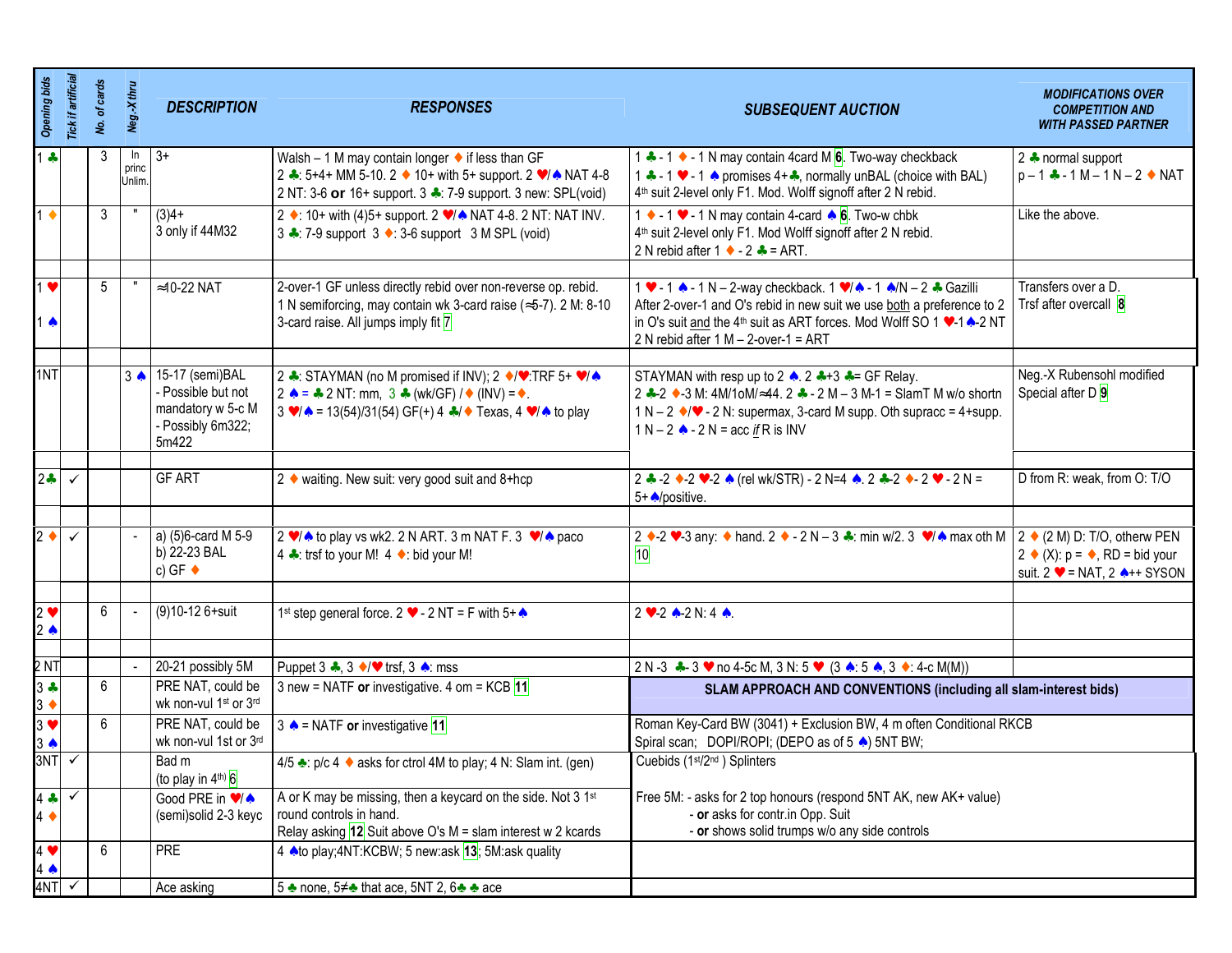| Opening bids | Tick if artificial | No. of cards | Neg.-X thru | DESCRIPTION | RESPONSES | SUBSEQUENT AUCTION | MODIFICATIONS OVER COMPETITION AND WITH PASSED PARTNER |
|---|---|---|---|---|---|---|---|
| 1 ♣ | | 3 | In princ Unlim. | 3+ | Walsh – 1 M may contain longer ♦ if less than GF<br>2 ♣: 5+4+ MM 5-10. 2 ♦ 10+ with 5+ support. 2 ♥/♠ NAT 4-8<br>2 NT: 3-6 **or** 16+ support. 3 ♣: 7-9 support. 3 new: SPL(void) | 1 ♣ - 1 ♦ - 1 N may contain 4card M 6. Two-way checkback<br>1 ♣ - 1 ♥ - 1 ♠ promises 4+♣, normally unBAL (choice with BAL)<br>4th suit 2-level only F1. Mod. Wolff signoff after 2 N rebid. | 2 ♣ normal support<br>p – 1 ♣ - 1 M – 1 N – 2 ♦ NAT |
| 1 ♦ | | 3 | " | (3)4+<br>3 only if 44M32 | 2 ♦: 10+ with (4)5+ support. 2 ♥/♠ NAT 4-8. 2 NT: NAT INV.<br>3 ♣: 7-9 support 3 ♦: 3-6 support 3 M SPL (void) | 1 ♦ - 1 ♥ - 1 N may contain 4-card ♠ 6. Two-w chbk<br>4th suit 2-level only F1. Mod Wolff signoff after 2 N rebid.<br>2 N rebid after 1 ♦ - 2 ♣ = ART. | Like the above. |
| | | | | | | | |
| 1 ♥<br>1 ♠ | | 5 | " | ≈10-22 NAT | 2-over-1 GF unless directly rebid over non-reverse op. rebid.<br>1 N semiforcing, may contain wk 3-card raise (≈5-7). 2 M: 8-10 3-card raise. All jumps imply fit 7 | 1 ♥ - 1 ♠ - 1 N – 2-way checkback. 1 ♥/♠ - 1 ♠/N – 2 ♣ Gazilli<br>After 2-over-1 and O's rebid in new suit we use <u>both</u> a preference to 2 in O's suit <u>and</u> the 4th suit as ART forces. Mod Wolff SO 1 ♥-1 ♠-2 NT<br>2 N rebid after 1 M – 2-over-1 = ART | Transfers over a D.<br>Trsf after overcall 8 |
| | | | | | | | |
| 1NT | | | 3 ♠ | 15-17 (semi)BAL<br>- Possible but not mandatory w 5-c M<br>- Possibly 6m322; 5m422 | 2 ♣: STAYMAN (no M promised if INV); 2 ♦/♥:TRF 5+ ♥/♠<br>2 ♠ = ♣ 2 NT: mm, 3 ♣ (wk/GF) / ♦ (INV) = ♦.<br>3 ♥/♠ = 13(54)/31(54) GF(+) 4 ♣/♦ Texas, 4 ♥/♠ to play | STAYMAN with resp up to 2 ♠. 2 ♣+3 ♣= GF Relay.<br>2 ♣-2 ♦-3 M: 4M/1oM/≈44. 2 ♣ - 2 M – 3 M-1 = SlamT M w/o shortn<br>1 N – 2 ♦/♥ - 2 N: supermax, 3-card M supp. Oth supracc = 4+supp.<br>1 N – 2 ♠ - 2 N = acc *if* R is INV | Neg.-X Rubensohl modified<br>Special after D 9 |
| | | | | | | | |
| 2♣ | ✓ | | | GF ART | 2 ♦ waiting. New suit: very good suit and 8+hcp | 2 ♣-2 ♦-2 ♥-2 ♠ (rel wk/STR) - 2 N=4 ♠. 2 ♣-2 ♦- 2 ♥ - 2 N = 5+♠/positive. | D from R: weak, from O: T/O |
| | | | | | | | |
| 2 ♦ | ✓ | | - | a) (5)6-card M 5-9<br>b) 22-23 BAL<br>c) GF ♦ | 2 ♥/♠ to play vs wk2. 2 N ART. 3 m NAT F. 3 ♥/♠ paco<br>4 ♣: trsf to your M! 4 ♦: bid your M! | 2 ♦-2 ♥-3 any: ♦ hand. 2 ♦ - 2 N – 3 ♣: min w/2. 3 ♥/♠ max oth M 10 | 2 ♦ (2 M) D: T/O, otherw PEN<br>2 ♦ (X): p = ♦, RD = bid your suit. 2 ♥ = NAT, 2 ♠++ SYSON |
| | | | | | | | |
| 2 ♥<br>2 ♠ | | 6 | - | (9)10-12 6+suit | 1st step general force. 2 ♥ - 2 NT = F with 5+♠ | 2 ♥-2 ♠-2 N: 4 ♠. | |
| | | | | | | | |
| 2 NT | | | - | 20-21 possibly 5M | Puppet 3 ♣, 3 ♦/♥ trsf, 3 ♠: mss | 2 N -3 ♣- 3 ♥ no 4-5c M, 3 N: 5 ♥ (3 ♠: 5 ♠, 3 ♦: 4-c M(M)) | |
| 3 ♣<br>3 ♦ | | 6 | | PRE NAT, could be wk non-vul 1st or 3rd | 3 new = NATF **or** investigative. 4 om = KCB 11 | **SLAM APPROACH AND CONVENTIONS (including all slam-interest bids)** | |
| 3 ♥<br>3 ♠ | | 6 | | PRE NAT, could be wk non-vul 1st or 3rd | 3 ♠ = NATF **or** investigative 11 | Roman Key-Card BW (3041) + Exclusion BW, 4 m often Conditional RKCB<br>Spiral scan; DOPI/ROPI; (DEPO as of 5 ♠) 5NT BW; | |
| 3NT | ✓ | | | Bad m<br>(to play in 4th) 6 | 4/5 ♣: p/c 4 ♦ asks for ctrol 4M to play; 4 N: Slam int. (gen) | Cuebids (1st/2nd ) Splinters | |
| 4 ♣<br>4 ♦ | ✓ | | | Good PRE in ♥/♠ (semi)solid 2-3 keyc | A or K may be missing, then a keycard on the side. Not 3 1st round controls in hand.<br>Relay asking 12 Suit above O's M = slam interest w 2 kcards | Free 5M: - asks for 2 top honours (respond 5NT AK, new AK+ value)<br>- **or** asks for contr.in Opp. Suit<br>- **or** shows solid trumps w/o any side controls | |
| 4 ♥<br>4 ♠ | | 6 | | PRE | 4 ♠to play;4NT:KCBW; 5 new:ask 13; 5M:ask quality | | |
| 4NT | ✓ | | | Ace asking | 5 ♣ none, 5≠♣ that ace, 5NT 2, 6♣ ♣ ace | | |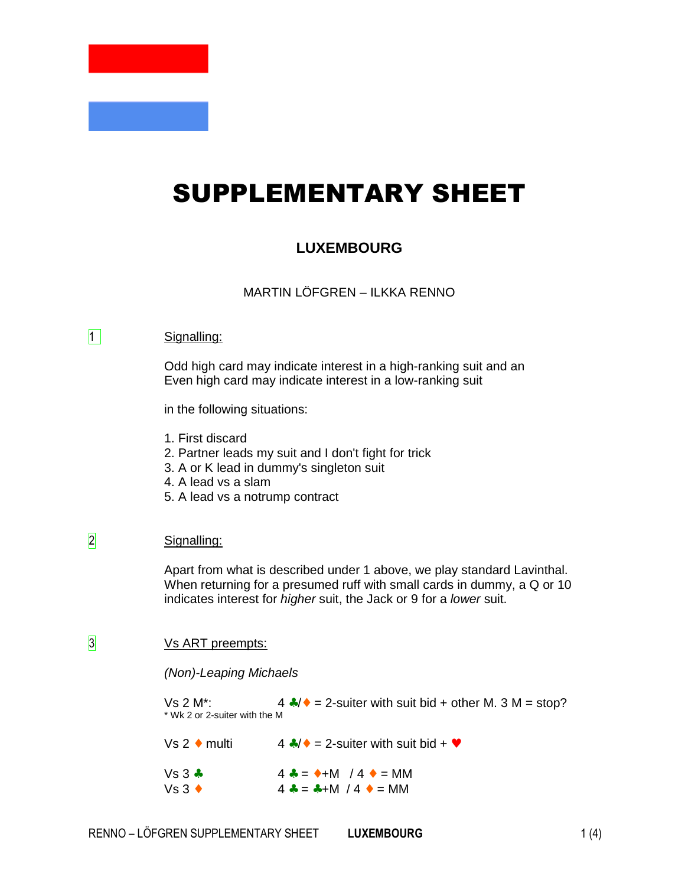# SUPPLEMENTARY SHEET

## LUXEMBOURG

MARTIN LÖFGREN – ILKKA RENNO

1 **Signalling:**

Odd high card may indicate interest in a high-ranking suit and an Even high card may indicate interest in a low-ranking suit

in the following situations:

1. First discard
2. Partner leads my suit and I don't fight for trick
3. A or K lead in dummy's singleton suit
4. A lead vs a slam
5. A lead vs a notrump contract

2 **Signalling:**

Apart from what is described under 1 above, we play standard Lavinthal. When returning for a presumed ruff with small cards in dummy, a Q or 10 indicates interest for *higher* suit, the Jack or 9 for a *lower* suit.

3 **Vs ART preempts:**

*(Non)-Leaping Michaels*

Vs 2 M*: 4 ♣/♦ = 2-suiter with suit bid + other M. 3 M = stop?
\* Wk 2 or 2-suiter with the M

Vs 2 ♦ multi 4 ♣/♦ = 2-suiter with suit bid + ♥

Vs 3 ♣ 4 ♣ = ♦+M / 4 ♦ = MM
Vs 3 ♦ 4 ♣ = ♣+M / 4 ♦ = MM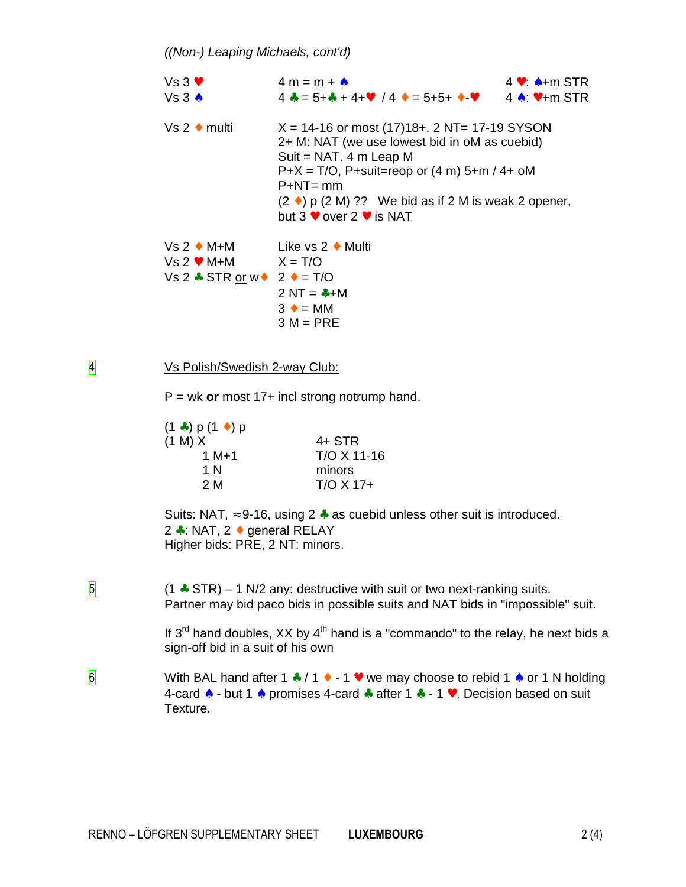*((Non-) Leaping Michaels, cont'd)*

| | | |
|---|---|---|
| Vs 3 ♥ | 4 m = m + ♠ | 4 ♥: ♠+m STR |
| Vs 3 ♠ | 4 ♣ = 5+♣ + 4+♥ / 4 ♦ = 5+5+ ♦-♥ | 4 ♠: ♥+m STR |

Vs 2 ♦ multi

X = 14-16 or most (17)18+. 2 NT= 17-19 SYSON
2+ M: NAT (we use lowest bid in oM as cuebid)
Suit = NAT. 4 m Leap M
P+X = T/O, P+suit=reop or (4 m) 5+m / 4+ oM
P+NT= mm
(2 ♦) p (2 M) ?? We bid as if 2 M is weak 2 opener, but 3 ♥ over 2 ♥ is NAT

| | |
|---|---|
| Vs 2 ♦ M+M | Like vs 2 ♦ Multi |
| Vs 2 ♥ M+M | X = T/O |
| Vs 2 ♣ STR or w♦ | 2 ♦ = T/O |
| | 2 NT = ♣+M |
| | 3 ♦ = MM |
| | 3 M = PRE |

4 Vs Polish/Swedish 2-way Club:

P = wk **or** most 17+ incl strong notrump hand.

(1 ♣) p (1 ♦) p

| | |
|---|---|
| (1 M) X | 4+ STR |
| 1 M+1 | T/O X 11-16 |
| 1 N | minors |
| 2 M | T/O X 17+ |

Suits: NAT, ≈9-16, using 2 ♣ as cuebid unless other suit is introduced.
2 ♣: NAT, 2 ♦ general RELAY
Higher bids: PRE, 2 NT: minors.

5 (1 ♣ STR) – 1 N/2 any: destructive with suit or two next-ranking suits.
Partner may bid paco bids in possible suits and NAT bids in "impossible" suit.

If 3rd hand doubles, XX by 4th hand is a "commando" to the relay, he next bids a sign-off bid in a suit of his own

6 With BAL hand after 1 ♣ / 1 ♦ - 1 ♥ we may choose to rebid 1 ♠ or 1 N holding 4-card ♠ - but 1 ♠ promises 4-card ♣ after 1 ♣ - 1 ♥. Decision based on suit Texture.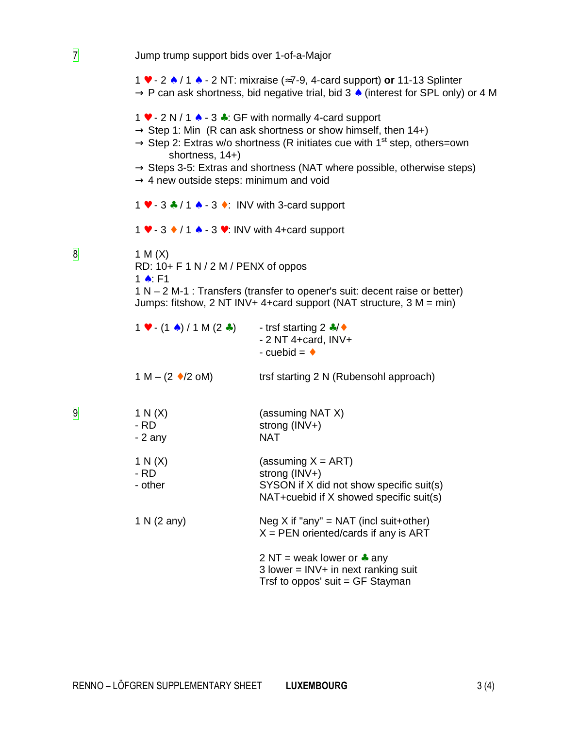**7** Jump trump support bids over 1-of-a-Major

1 ♥ - 2 ♠ / 1 ♠ - 2 NT: mixraise (≈7-9, 4-card support) **or** 11-13 Splinter
→ P can ask shortness, bid negative trial, bid 3 ♠ (interest for SPL only) or 4 M

1 ♥ - 2 N / 1 ♠ - 3 ♣: GF with normally 4-card support
→ Step 1: Min (R can ask shortness or show himself, then 14+)
→ Step 2: Extras w/o shortness (R initiates cue with 1st step, others=own shortness, 14+)
→ Steps 3-5: Extras and shortness (NAT where possible, otherwise steps)
→ 4 new outside steps: minimum and void

1 ♥ - 3 ♣ / 1 ♠ - 3 ♦: INV with 3-card support

1 ♥ - 3 ♦ / 1 ♠ - 3 ♥: INV with 4+card support

**8** 1 M (X)
RD: 10+ F 1 N / 2 M / PENX of oppos
1 ♠: F1
1 N – 2 M-1 : Transfers (transfer to opener's suit: decent raise or better)
Jumps: fitshow, 2 NT INV+ 4+card support (NAT structure, 3 M = min)

| | |
|---|---|
| 1 ♥ - (1 ♠) / 1 M (2 ♣) | - trsf starting 2 ♣/♦<br>- 2 NT 4+card, INV+<br>- cuebid = ♦ |
| 1 M – (2 ♦/2 oM) | trsf starting 2 N (Rubensohl approach) |

**9**

| | |
|---|---|
| 1 N (X) | (assuming NAT X) |
| - RD | strong (INV+) |
| - 2 any | NAT |
| | |
| 1 N (X) | (assuming X = ART) |
| - RD | strong (INV+) |
| - other | SYSON if X did not show specific suit(s)<br>NAT+cuebid if X showed specific suit(s) |
| | |
| 1 N (2 any) | Neg X if "any" = NAT (incl suit+other)<br>X = PEN oriented/cards if any is ART |
| | 2 NT = weak lower or ♣ any<br>3 lower = INV+ in next ranking suit<br>Trsf to oppos' suit = GF Stayman |

RENNO – LÖFGREN SUPPLEMENTARY SHEET **LUXEMBOURG**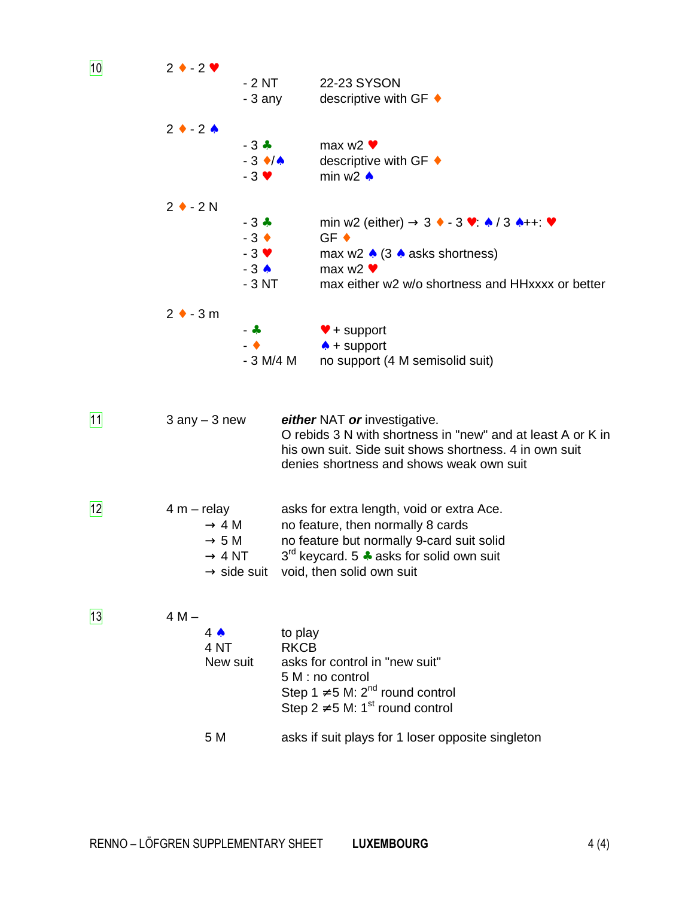**10**

2 ♦ - 2 ♥

| | |
|---|---|
| - 2 NT | 22-23 SYSON |
| - 3 any | descriptive with GF ♦ |

2 ♦ - 2 ♠

| | |
|---|---|
| - 3 ♣ | max w2 ♥ |
| - 3 ♦/♠ | descriptive with GF ♦ |
| - 3 ♥ | min w2 ♠ |

2 ♦ - 2 N

| | |
|---|---|
| - 3 ♣ | min w2 (either) → 3 ♦ - 3 ♥: ♠ / 3 ♠++: ♥ |
| - 3 ♦ | GF ♦ |
| - 3 ♥ | max w2 ♠ (3 ♠ asks shortness) |
| - 3 ♠ | max w2 ♥ |
| - 3 NT | max either w2 w/o shortness and HHxxxx or better |

2 ♦ - 3 m

| | |
|---|---|
| - ♣ | ♥ + support |
| - ♦ | ♠ + support |
| - 3 M/4 M | no support (4 M semisolid suit) |

**11**

3 any – 3 new: ***either*** NAT ***or*** investigative.
O rebids 3 N with shortness in "new" and at least A or K in his own suit. Side suit shows shortness. 4 in own suit denies shortness and shows weak own suit

**12**

4 m – relay: asks for extra length, void or extra Ace.

| | |
|---|---|
| → 4 M | no feature, then normally 8 cards |
| → 5 M | no feature but normally 9-card suit solid |
| → 4 NT | 3rd keycard. 5 ♣ asks for solid own suit |
| → side suit | void, then solid own suit |

**13**

4 M –

| | |
|---|---|
| 4 ♠ | to play |
| 4 NT | RKCB |
| New suit | asks for control in "new suit" |
| | 5 M : no control |
| | Step 1 ≠5 M: 2nd round control |
| | Step 2 ≠5 M: 1st round control |
| 5 M | asks if suit plays for 1 loser opposite singleton |

RENNO – LÖFGREN SUPPLEMENTARY SHEET **LUXEMBOURG**